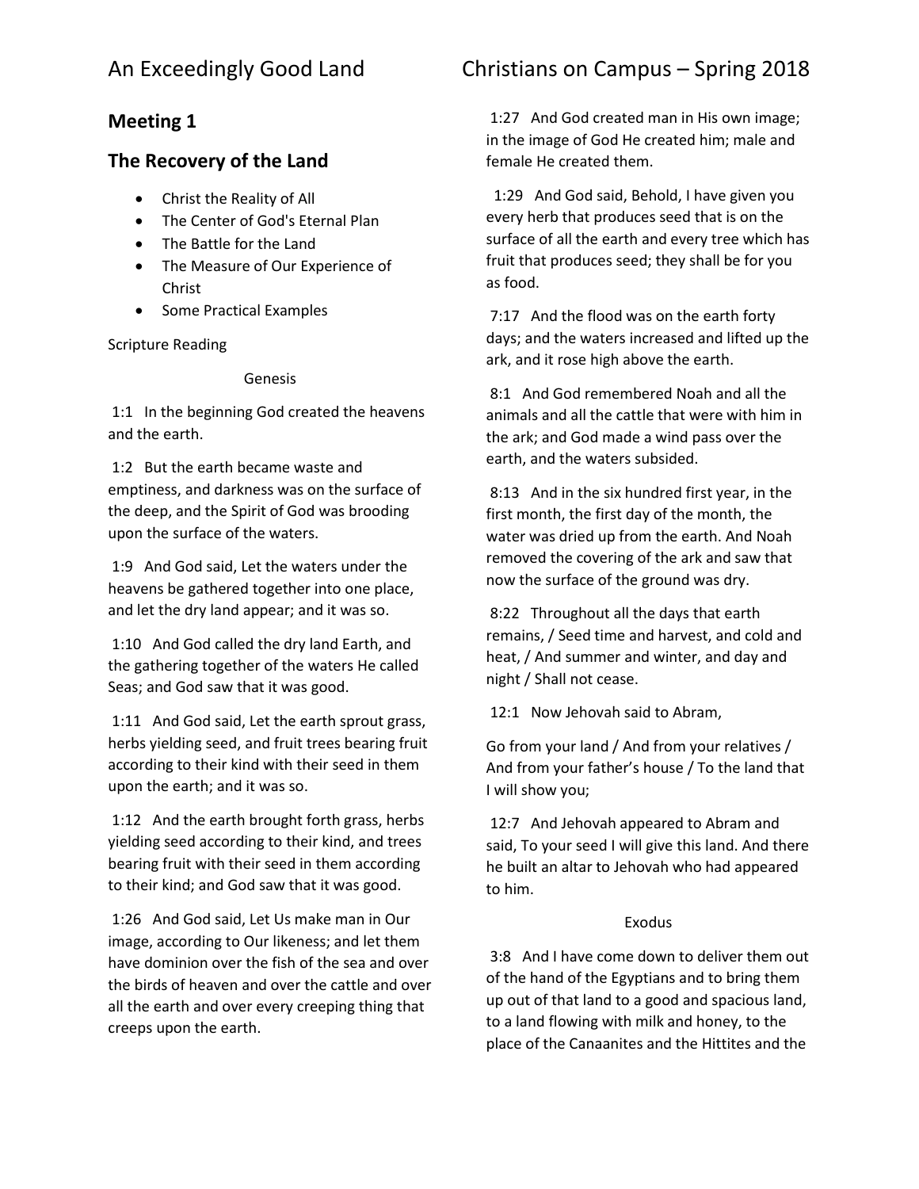## Meeting 1

## The Recovery of the Land

- Christ the Reality of All
- The Center of God's Eternal Plan
- The Battle for the Land
- The Measure of Our Experience of Christ
- Some Practical Examples

Scripture Reading

Genesis

1:1 In the beginning God created the heavens and the earth.

1:2 But the earth became waste and emptiness, and darkness was on the surface of the deep, and the Spirit of God was brooding upon the surface of the waters.

1:9 And God said, Let the waters under the heavens be gathered together into one place, and let the dry land appear; and it was so.

1:10 And God called the dry land Earth, and the gathering together of the waters He called Seas; and God saw that it was good.

1:11 And God said, Let the earth sprout grass, herbs yielding seed, and fruit trees bearing fruit according to their kind with their seed in them upon the earth; and it was so.

1:12 And the earth brought forth grass, herbs yielding seed according to their kind, and trees bearing fruit with their seed in them according to their kind; and God saw that it was good.

1:26 And God said, Let Us make man in Our image, according to Our likeness; and let them have dominion over the fish of the sea and over the birds of heaven and over the cattle and over all the earth and over every creeping thing that creeps upon the earth.

1:27 And God created man in His own image; in the image of God He created him; male and female He created them.

1:29 And God said, Behold, I have given you every herb that produces seed that is on the surface of all the earth and every tree which has fruit that produces seed; they shall be for you as food.

7:17 And the flood was on the earth forty days; and the waters increased and lifted up the ark, and it rose high above the earth.

8:1 And God remembered Noah and all the animals and all the cattle that were with him in the ark; and God made a wind pass over the earth, and the waters subsided.

8:13 And in the six hundred first year, in the first month, the first day of the month, the water was dried up from the earth. And Noah removed the covering of the ark and saw that now the surface of the ground was dry.

8:22 Throughout all the days that earth remains, / Seed time and harvest, and cold and heat, / And summer and winter, and day and night / Shall not cease.

12:1 Now Jehovah said to Abram,

Go from your land / And from your relatives / And from your father's house / To the land that I will show you;

12:7 And Jehovah appeared to Abram and said, To your seed I will give this land. And there he built an altar to Jehovah who had appeared to him.

Exodus

3:8 And I have come down to deliver them out of the hand of the Egyptians and to bring them up out of that land to a good and spacious land, to a land flowing with milk and honey, to the place of the Canaanites and the Hittites and the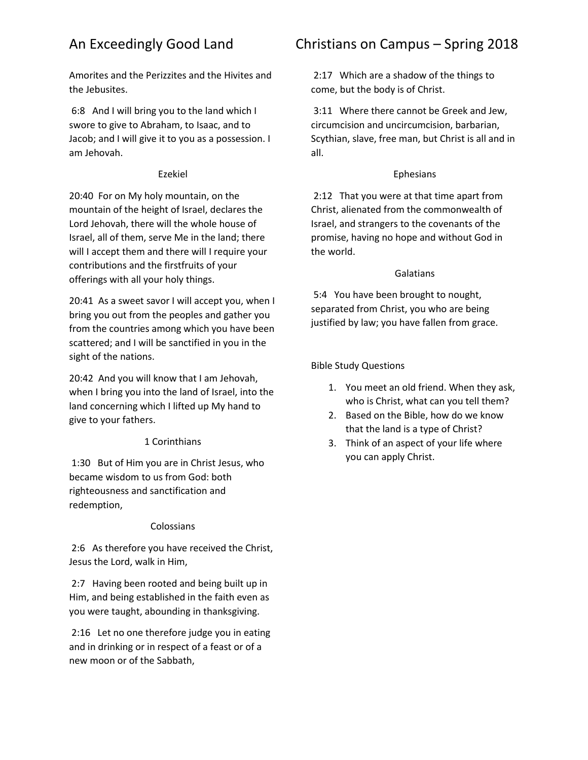Amorites and the Perizzites and the Hivites and the Jebusites.

6:8 And I will bring you to the land which I swore to give to Abraham, to Isaac, and to Jacob; and I will give it to you as a possession. I am Jehovah.

Ezekiel

20:40 For on My holy mountain, on the mountain of the height of Israel, declares the Lord Jehovah, there will the whole house of Israel, all of them, serve Me in the land; there will I accept them and there will I require your contributions and the firstfruits of your offerings with all your holy things.

20:41 As a sweet savor I will accept you, when I bring you out from the peoples and gather you from the countries among which you have been scattered; and I will be sanctified in you in the sight of the nations.

20:42 And you will know that I am Jehovah, when I bring you into the land of Israel, into the land concerning which I lifted up My hand to give to your fathers.

1 Corinthians

1:30 But of Him you are in Christ Jesus, who became wisdom to us from God: both righteousness and sanctification and redemption,

Colossians

2:6 As therefore you have received the Christ, Jesus the Lord, walk in Him,

2:7 Having been rooted and being built up in Him, and being established in the faith even as you were taught, abounding in thanksgiving.

2:16 Let no one therefore judge you in eating and in drinking or in respect of a feast or of a new moon or of the Sabbath,

2:17 Which are a shadow of the things to come, but the body is of Christ.

3:11 Where there cannot be Greek and Jew, circumcision and uncircumcision, barbarian, Scythian, slave, free man, but Christ is all and in all.

Ephesians

2:12 That you were at that time apart from Christ, alienated from the commonwealth of Israel, and strangers to the covenants of the promise, having no hope and without God in the world.

Galatians

5:4 You have been brought to nought, separated from Christ, you who are being justified by law; you have fallen from grace.

Bible Study Questions

1. You meet an old friend. When they ask, who is Christ, what can you tell them?
2. Based on the Bible, how do we know that the land is a type of Christ?
3. Think of an aspect of your life where you can apply Christ.